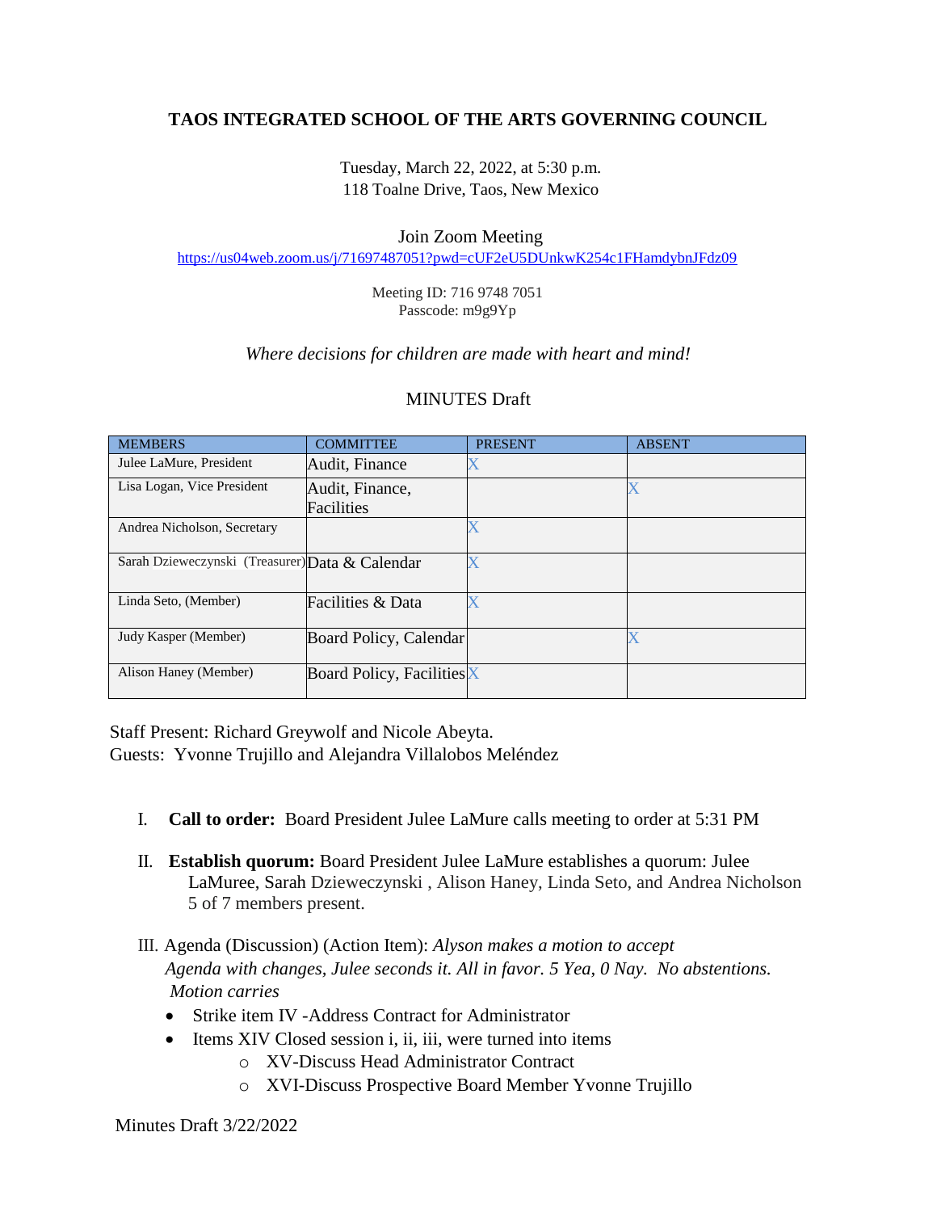**TAOS INTEGRATED SCHOOL OF THE ARTS GOVERNING COUNCIL**

Tuesday, March 22, 2022, at 5:30 p.m.
118 Toalne Drive, Taos, New Mexico

Join Zoom Meeting
https://us04web.zoom.us/j/71697487051?pwd=cUF2eU5DUnkwK254c1FHamdybnJFdz09

Meeting ID: 716 9748 7051
Passcode: m9g9Yp

*Where decisions for children are made with heart and mind!*

MINUTES Draft

| MEMBERS | COMMITTEE | PRESENT | ABSENT |
|---|---|---|---|
| Julee LaMure, President | Audit, Finance | X | |
| Lisa Logan, Vice President | Audit, Finance, Facilities | | X |
| Andrea Nicholson, Secretary | | X | |
| Sarah Dzieweczynski (Treasurer) | Data & Calendar | X | |
| Linda Seto, (Member) | Facilities & Data | X | |
| Judy Kasper (Member) | Board Policy, Calendar | | X |
| Alison Haney (Member) | Board Policy, Facilities | X | |

Staff Present: Richard Greywolf and Nicole Abeyta.
Guests: Yvonne Trujillo and Alejandra Villalobos Meléndez

I. **Call to order:** Board President Julee LaMure calls meeting to order at 5:31 PM

II. **Establish quorum:** Board President Julee LaMure establishes a quorum: Julee LaMuree, Sarah Dzieweczynski , Alison Haney, Linda Seto, and Andrea Nicholson 5 of 7 members present.

III. Agenda (Discussion) (Action Item): *Alyson makes a motion to accept Agenda with changes, Julee seconds it. All in favor. 5 Yea, 0 Nay. No abstentions. Motion carries*

- Strike item IV -Address Contract for Administrator
- Items XIV Closed session i, ii, iii, were turned into items
  - XV-Discuss Head Administrator Contract
  - XVI-Discuss Prospective Board Member Yvonne Trujillo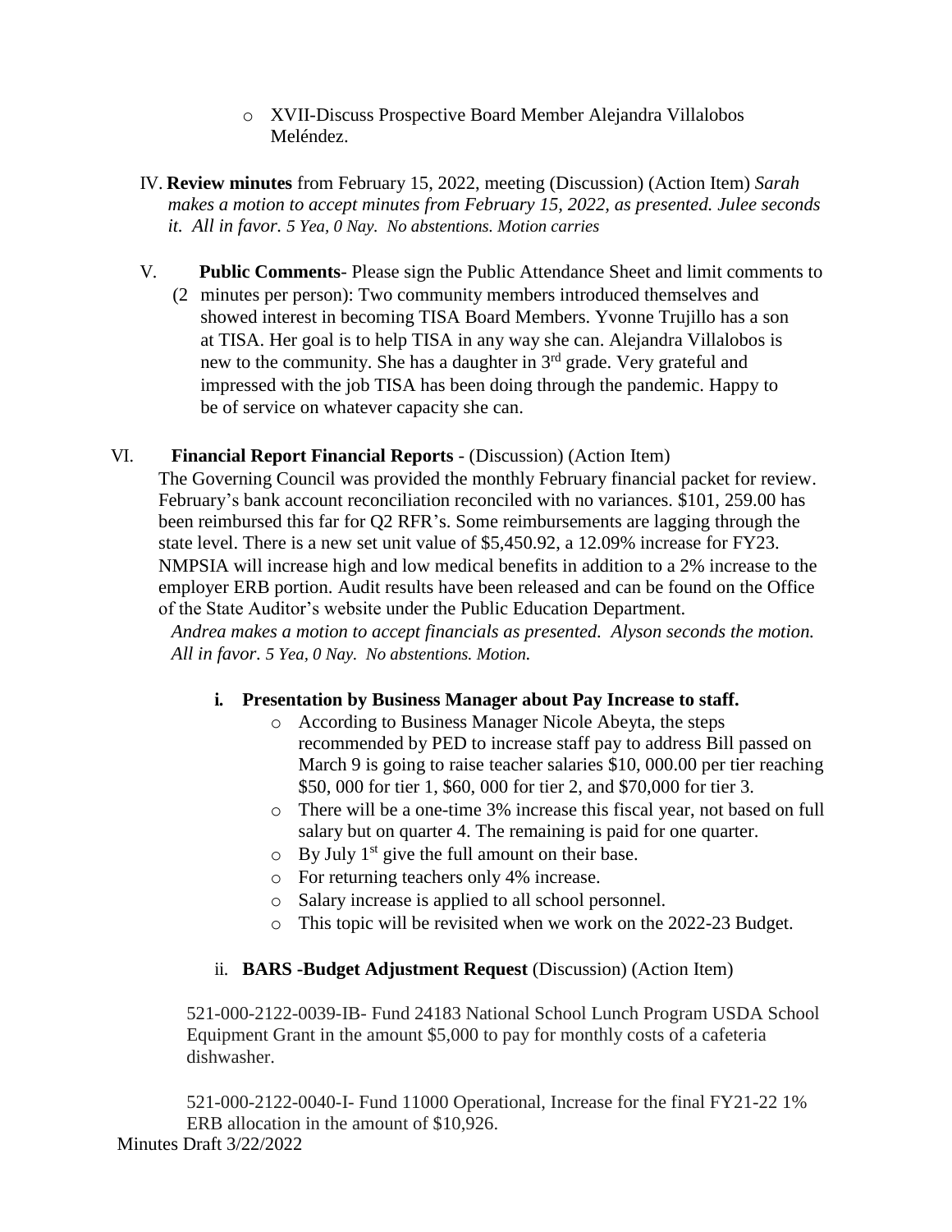- XVII-Discuss Prospective Board Member Alejandra Villalobos Meléndez.

IV. **Review minutes** from February 15, 2022, meeting (Discussion) (Action Item) *Sarah makes a motion to accept minutes from February 15, 2022, as presented. Julee seconds it. All in favor. 5 Yea, 0 Nay. No abstentions. Motion carries*

V. **Public Comments**- Please sign the Public Attendance Sheet and limit comments to (2 minutes per person): Two community members introduced themselves and showed interest in becoming TISA Board Members. Yvonne Trujillo has a son at TISA. Her goal is to help TISA in any way she can. Alejandra Villalobos is new to the community. She has a daughter in 3rd grade. Very grateful and impressed with the job TISA has been doing through the pandemic. Happy to be of service on whatever capacity she can.

VI. **Financial Report Financial Reports** - (Discussion) (Action Item)

The Governing Council was provided the monthly February financial packet for review. February's bank account reconciliation reconciled with no variances. $101, 259.00 has been reimbursed this far for Q2 RFR's. Some reimbursements are lagging through the state level. There is a new set unit value of $5,450.92, a 12.09% increase for FY23. NMPSIA will increase high and low medical benefits in addition to a 2% increase to the employer ERB portion. Audit results have been released and can be found on the Office of the State Auditor's website under the Public Education Department.

*Andrea makes a motion to accept financials as presented. Alyson seconds the motion. All in favor. 5 Yea, 0 Nay. No abstentions. Motion.*

**i. Presentation by Business Manager about Pay Increase to staff.**

- According to Business Manager Nicole Abeyta, the steps recommended by PED to increase staff pay to address Bill passed on March 9 is going to raise teacher salaries $10, 000.00 per tier reaching $50, 000 for tier 1, $60, 000 for tier 2, and $70,000 for tier 3.
- There will be a one-time 3% increase this fiscal year, not based on full salary but on quarter 4. The remaining is paid for one quarter.
- By July 1st give the full amount on their base.
- For returning teachers only 4% increase.
- Salary increase is applied to all school personnel.
- This topic will be revisited when we work on the 2022-23 Budget.

ii. **BARS -Budget Adjustment Request** (Discussion) (Action Item)

521-000-2122-0039-IB- Fund 24183 National School Lunch Program USDA School Equipment Grant in the amount $5,000 to pay for monthly costs of a cafeteria dishwasher.

521-000-2122-0040-I- Fund 11000 Operational, Increase for the final FY21-22 1% ERB allocation in the amount of $10,926.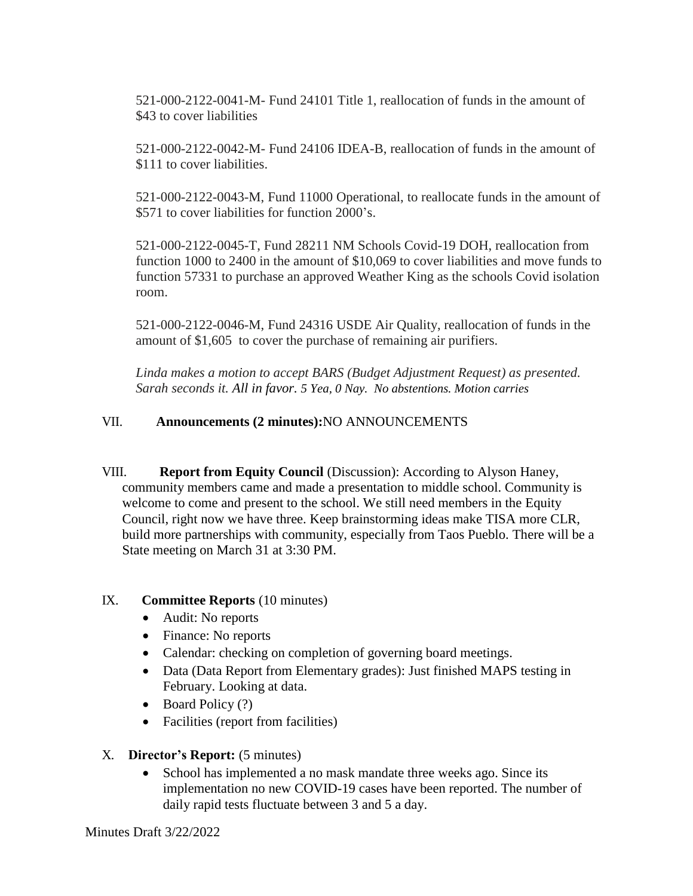521-000-2122-0041-M- Fund 24101 Title 1, reallocation of funds in the amount of $43 to cover liabilities

521-000-2122-0042-M- Fund 24106 IDEA-B, reallocation of funds in the amount of $111 to cover liabilities.

521-000-2122-0043-M, Fund 11000 Operational, to reallocate funds in the amount of $571 to cover liabilities for function 2000's.

521-000-2122-0045-T, Fund 28211 NM Schools Covid-19 DOH, reallocation from function 1000 to 2400 in the amount of $10,069 to cover liabilities and move funds to function 57331 to purchase an approved Weather King as the schools Covid isolation room.

521-000-2122-0046-M, Fund 24316 USDE Air Quality, reallocation of funds in the amount of $1,605 to cover the purchase of remaining air purifiers.

*Linda makes a motion to accept BARS (Budget Adjustment Request) as presented. Sarah seconds it. All in favor. 5 Yea, 0 Nay. No abstentions. Motion carries*

VII. **Announcements (2 minutes):** NO ANNOUNCEMENTS

VIII. **Report from Equity Council** (Discussion): According to Alyson Haney, community members came and made a presentation to middle school. Community is welcome to come and present to the school. We still need members in the Equity Council, right now we have three. Keep brainstorming ideas make TISA more CLR, build more partnerships with community, especially from Taos Pueblo. There will be a State meeting on March 31 at 3:30 PM.

IX. **Committee Reports** (10 minutes)

- Audit: No reports
- Finance: No reports
- Calendar: checking on completion of governing board meetings.
- Data (Data Report from Elementary grades): Just finished MAPS testing in February. Looking at data.
- Board Policy (?)
- Facilities (report from facilities)

X. **Director's Report:** (5 minutes)

- School has implemented a no mask mandate three weeks ago. Since its implementation no new COVID-19 cases have been reported. The number of daily rapid tests fluctuate between 3 and 5 a day.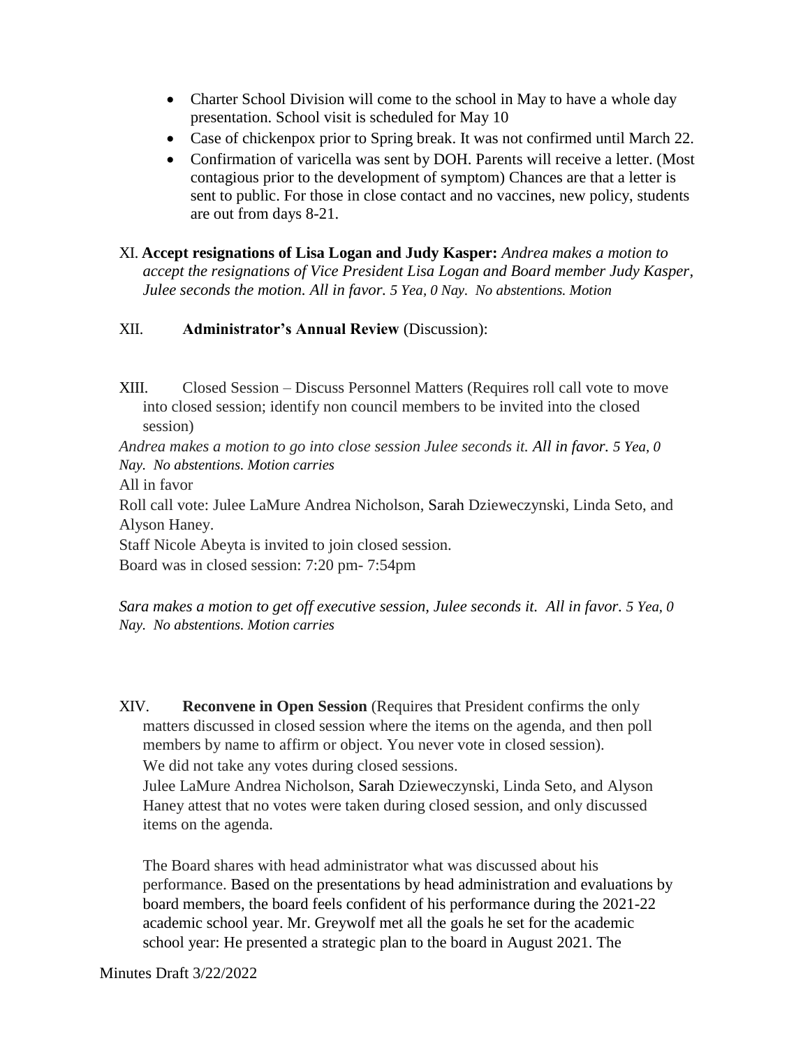- Charter School Division will come to the school in May to have a whole day presentation. School visit is scheduled for May 10
- Case of chickenpox prior to Spring break. It was not confirmed until March 22.
- Confirmation of varicella was sent by DOH. Parents will receive a letter. (Most contagious prior to the development of symptom) Chances are that a letter is sent to public. For those in close contact and no vaccines, new policy, students are out from days 8-21.

XI. **Accept resignations of Lisa Logan and Judy Kasper:** *Andrea makes a motion to accept the resignations of Vice President Lisa Logan and Board member Judy Kasper, Julee seconds the motion. All in favor. 5 Yea, 0 Nay. No abstentions. Motion*

XII. **Administrator's Annual Review** (Discussion):

XIII. Closed Session – Discuss Personnel Matters (Requires roll call vote to move into closed session; identify non council members to be invited into the closed session)

*Andrea makes a motion to go into close session Julee seconds it. All in favor. 5 Yea, 0 Nay. No abstentions. Motion carries*

All in favor

Roll call vote: Julee LaMure Andrea Nicholson, Sarah Dzieweczynski, Linda Seto, and Alyson Haney.

Staff Nicole Abeyta is invited to join closed session.

Board was in closed session: 7:20 pm- 7:54pm

*Sara makes a motion to get off executive session, Julee seconds it. All in favor. 5 Yea, 0 Nay. No abstentions. Motion carries*

XIV. **Reconvene in Open Session** (Requires that President confirms the only matters discussed in closed session where the items on the agenda, and then poll members by name to affirm or object. You never vote in closed session).

We did not take any votes during closed sessions.

Julee LaMure Andrea Nicholson, Sarah Dzieweczynski, Linda Seto, and Alyson Haney attest that no votes were taken during closed session, and only discussed items on the agenda.

The Board shares with head administrator what was discussed about his performance. Based on the presentations by head administration and evaluations by board members, the board feels confident of his performance during the 2021-22 academic school year. Mr. Greywolf met all the goals he set for the academic school year: He presented a strategic plan to the board in August 2021. The

Minutes Draft 3/22/2022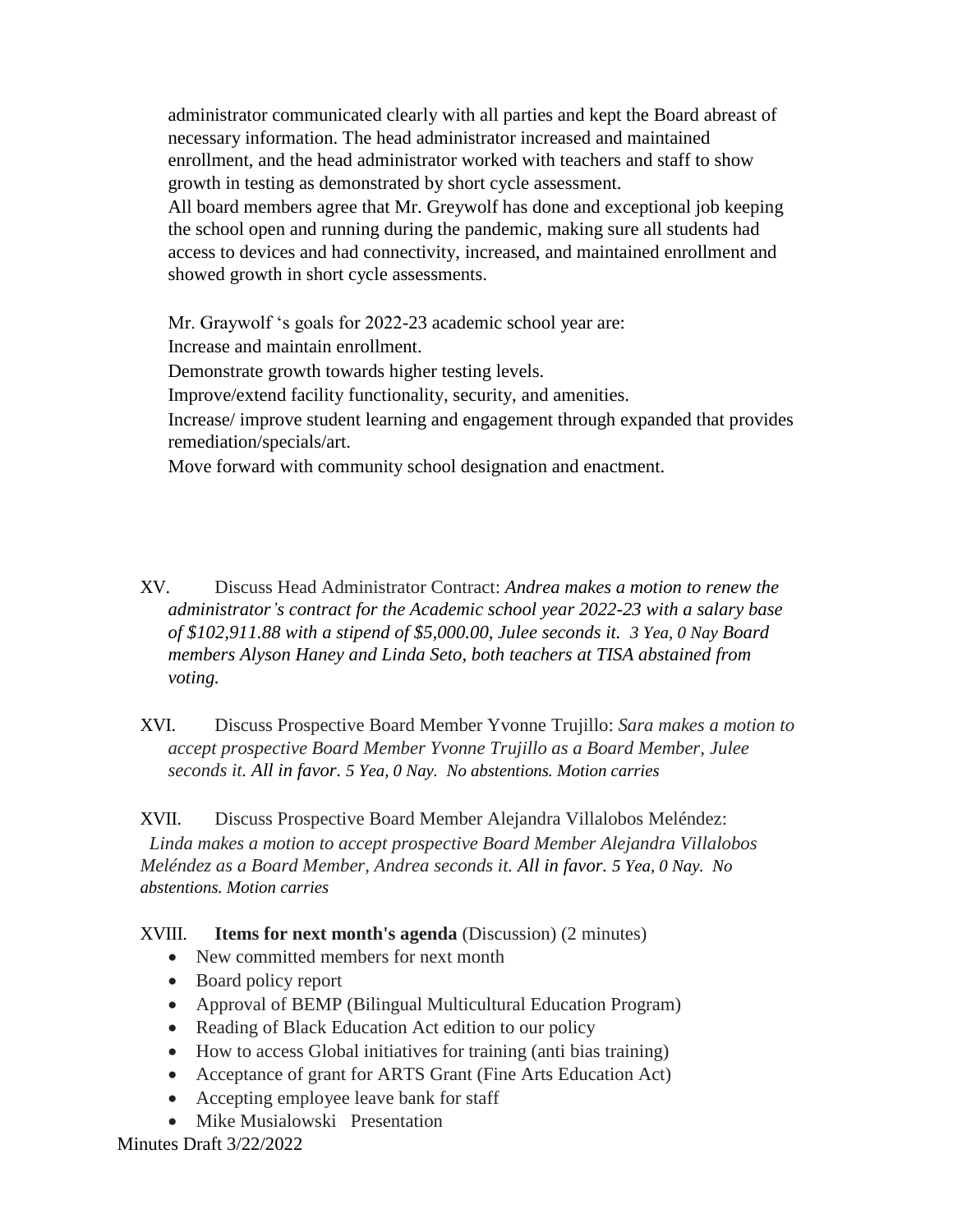administrator communicated clearly with all parties and kept the Board abreast of necessary information. The head administrator increased and maintained enrollment, and the head administrator worked with teachers and staff to show growth in testing as demonstrated by short cycle assessment.
All board members agree that Mr. Greywolf has done and exceptional job keeping the school open and running during the pandemic, making sure all students had access to devices and had connectivity, increased, and maintained enrollment and showed growth in short cycle assessments.

Mr. Graywolf 's goals for 2022-23 academic school year are:
Increase and maintain enrollment.
Demonstrate growth towards higher testing levels.
Improve/extend facility functionality, security, and amenities.
Increase/ improve student learning and engagement through expanded that provides remediation/specials/art.
Move forward with community school designation and enactment.

XV. Discuss Head Administrator Contract: *Andrea makes a motion to renew the administrator's contract for the Academic school year 2022-23 with a salary base of $102,911.88 with a stipend of $5,000.00, Julee seconds it. 3 Yea, 0 Nay Board members Alyson Haney and Linda Seto, both teachers at TISA abstained from voting.*

XVI. Discuss Prospective Board Member Yvonne Trujillo: *Sara makes a motion to accept prospective Board Member Yvonne Trujillo as a Board Member, Julee seconds it. All in favor. 5 Yea, 0 Nay. No abstentions. Motion carries*

XVII. Discuss Prospective Board Member Alejandra Villalobos Meléndez:
*Linda makes a motion to accept prospective Board Member Alejandra Villalobos Meléndez as a Board Member, Andrea seconds it. All in favor. 5 Yea, 0 Nay. No abstentions. Motion carries*

XVIII. **Items for next month's agenda** (Discussion) (2 minutes)

- New committed members for next month
- Board policy report
- Approval of BEMP (Bilingual Multicultural Education Program)
- Reading of Black Education Act edition to our policy
- How to access Global initiatives for training (anti bias training)
- Acceptance of grant for ARTS Grant (Fine Arts Education Act)
- Accepting employee leave bank for staff
- Mike Musialowski Presentation

Minutes Draft 3/22/2022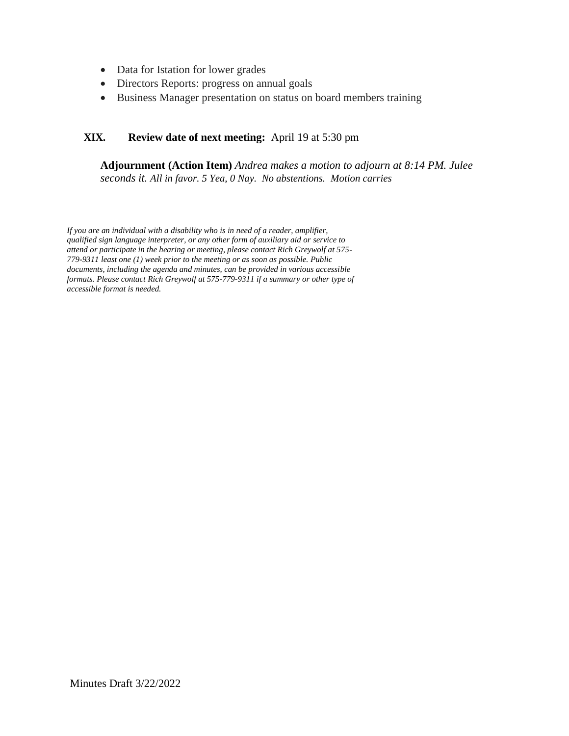- Data for Istation for lower grades
- Directors Reports: progress on annual goals
- Business Manager presentation on status on board members training

**XIX. Review date of next meeting:** April 19 at 5:30 pm

**Adjournment (Action Item)** *Andrea makes a motion to adjourn at 8:14 PM. Julee seconds it. All in favor. 5 Yea, 0 Nay. No abstentions. Motion carries*

*If you are an individual with a disability who is in need of a reader, amplifier, qualified sign language interpreter, or any other form of auxiliary aid or service to attend or participate in the hearing or meeting, please contact Rich Greywolf at 575-779-9311 least one (1) week prior to the meeting or as soon as possible. Public documents, including the agenda and minutes, can be provided in various accessible formats. Please contact Rich Greywolf at 575-779-9311 if a summary or other type of accessible format is needed.*